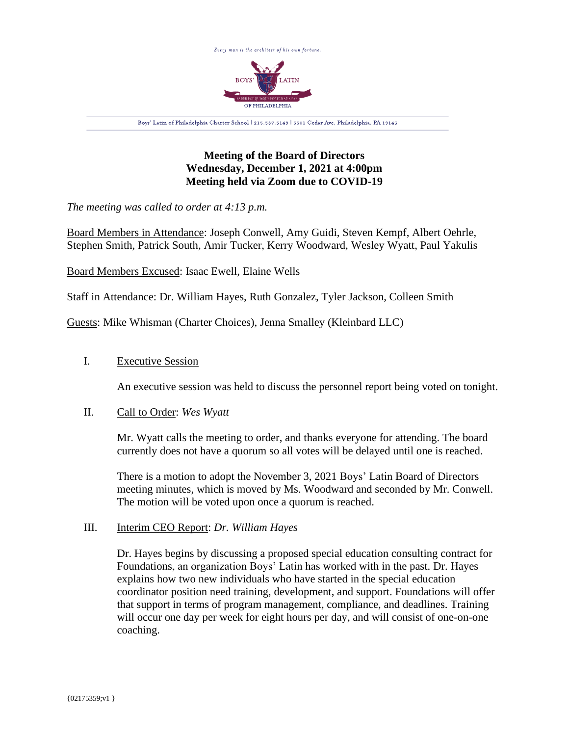Every man is the architect of his own fortune.

Boys' Latin of Philadelphia Charter School | 215.387.5149 | 5501 Cedar Ave, Philadelphia, PA 19143

# Meeting of the Board of Directors
## Wednesday, December 1, 2021 at 4:00pm
## Meeting held via Zoom due to COVID-19

*The meeting was called to order at 4:13 p.m.*

Board Members in Attendance: Joseph Conwell, Amy Guidi, Steven Kempf, Albert Oehrle, Stephen Smith, Patrick South, Amir Tucker, Kerry Woodward, Wesley Wyatt, Paul Yakulis

Board Members Excused: Isaac Ewell, Elaine Wells

Staff in Attendance: Dr. William Hayes, Ruth Gonzalez, Tyler Jackson, Colleen Smith

Guests: Mike Whisman (Charter Choices), Jenna Smalley (Kleinbard LLC)

I. Executive Session

An executive session was held to discuss the personnel report being voted on tonight.

II. Call to Order: *Wes Wyatt*

Mr. Wyatt calls the meeting to order, and thanks everyone for attending. The board currently does not have a quorum so all votes will be delayed until one is reached.

There is a motion to adopt the November 3, 2021 Boys' Latin Board of Directors meeting minutes, which is moved by Ms. Woodward and seconded by Mr. Conwell. The motion will be voted upon once a quorum is reached.

III. Interim CEO Report: *Dr. William Hayes*

Dr. Hayes begins by discussing a proposed special education consulting contract for Foundations, an organization Boys' Latin has worked with in the past. Dr. Hayes explains how two new individuals who have started in the special education coordinator position need training, development, and support. Foundations will offer that support in terms of program management, compliance, and deadlines. Training will occur one day per week for eight hours per day, and will consist of one-on-one coaching.

{02175359;v1 }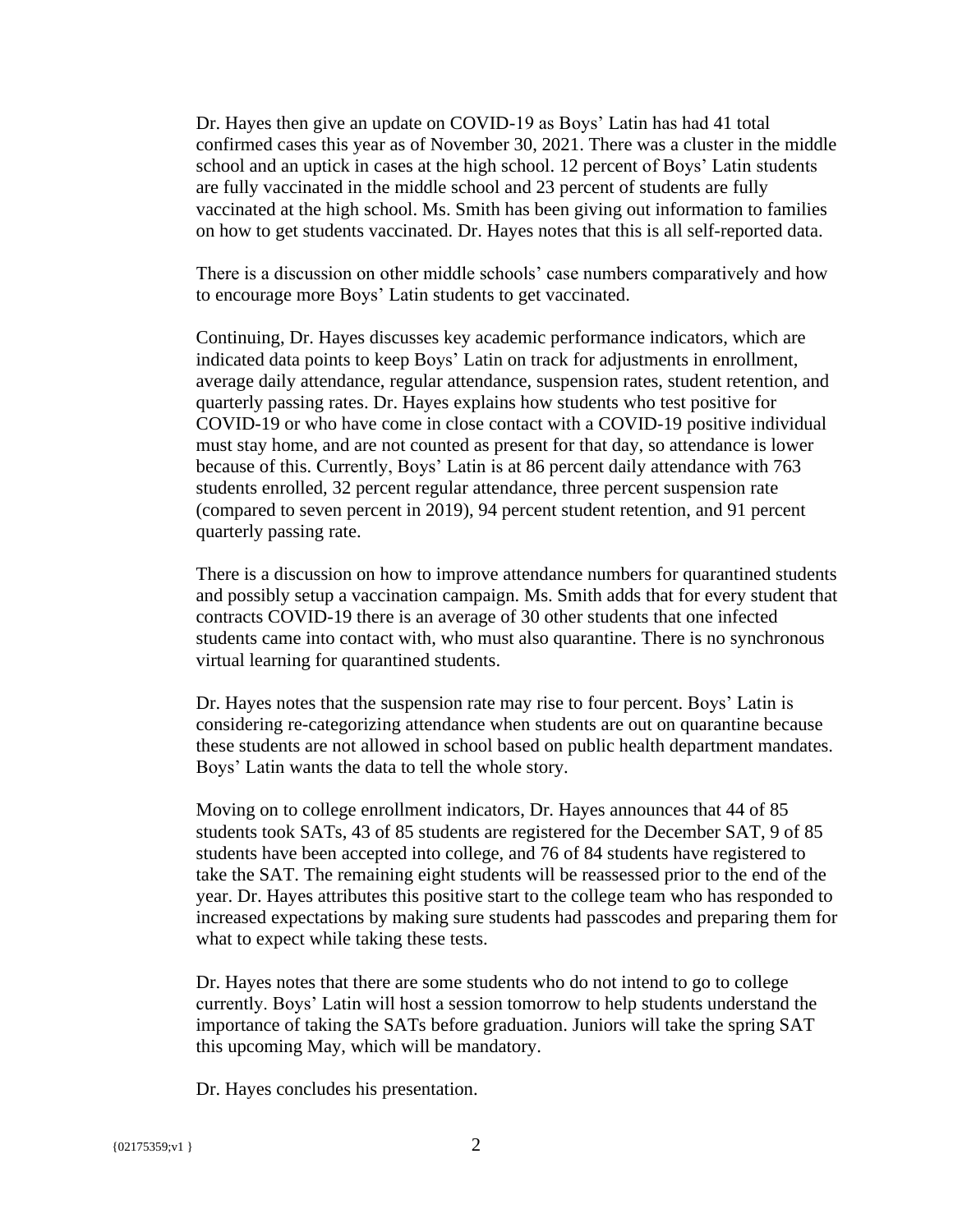Dr. Hayes then give an update on COVID-19 as Boys' Latin has had 41 total confirmed cases this year as of November 30, 2021. There was a cluster in the middle school and an uptick in cases at the high school. 12 percent of Boys' Latin students are fully vaccinated in the middle school and 23 percent of students are fully vaccinated at the high school. Ms. Smith has been giving out information to families on how to get students vaccinated. Dr. Hayes notes that this is all self-reported data.

There is a discussion on other middle schools' case numbers comparatively and how to encourage more Boys' Latin students to get vaccinated.

Continuing, Dr. Hayes discusses key academic performance indicators, which are indicated data points to keep Boys' Latin on track for adjustments in enrollment, average daily attendance, regular attendance, suspension rates, student retention, and quarterly passing rates. Dr. Hayes explains how students who test positive for COVID-19 or who have come in close contact with a COVID-19 positive individual must stay home, and are not counted as present for that day, so attendance is lower because of this. Currently, Boys' Latin is at 86 percent daily attendance with 763 students enrolled, 32 percent regular attendance, three percent suspension rate (compared to seven percent in 2019), 94 percent student retention, and 91 percent quarterly passing rate.

There is a discussion on how to improve attendance numbers for quarantined students and possibly setup a vaccination campaign. Ms. Smith adds that for every student that contracts COVID-19 there is an average of 30 other students that one infected students came into contact with, who must also quarantine. There is no synchronous virtual learning for quarantined students.

Dr. Hayes notes that the suspension rate may rise to four percent. Boys' Latin is considering re-categorizing attendance when students are out on quarantine because these students are not allowed in school based on public health department mandates. Boys' Latin wants the data to tell the whole story.

Moving on to college enrollment indicators, Dr. Hayes announces that 44 of 85 students took SATs, 43 of 85 students are registered for the December SAT, 9 of 85 students have been accepted into college, and 76 of 84 students have registered to take the SAT. The remaining eight students will be reassessed prior to the end of the year. Dr. Hayes attributes this positive start to the college team who has responded to increased expectations by making sure students had passcodes and preparing them for what to expect while taking these tests.

Dr. Hayes notes that there are some students who do not intend to go to college currently. Boys' Latin will host a session tomorrow to help students understand the importance of taking the SATs before graduation. Juniors will take the spring SAT this upcoming May, which will be mandatory.

Dr. Hayes concludes his presentation.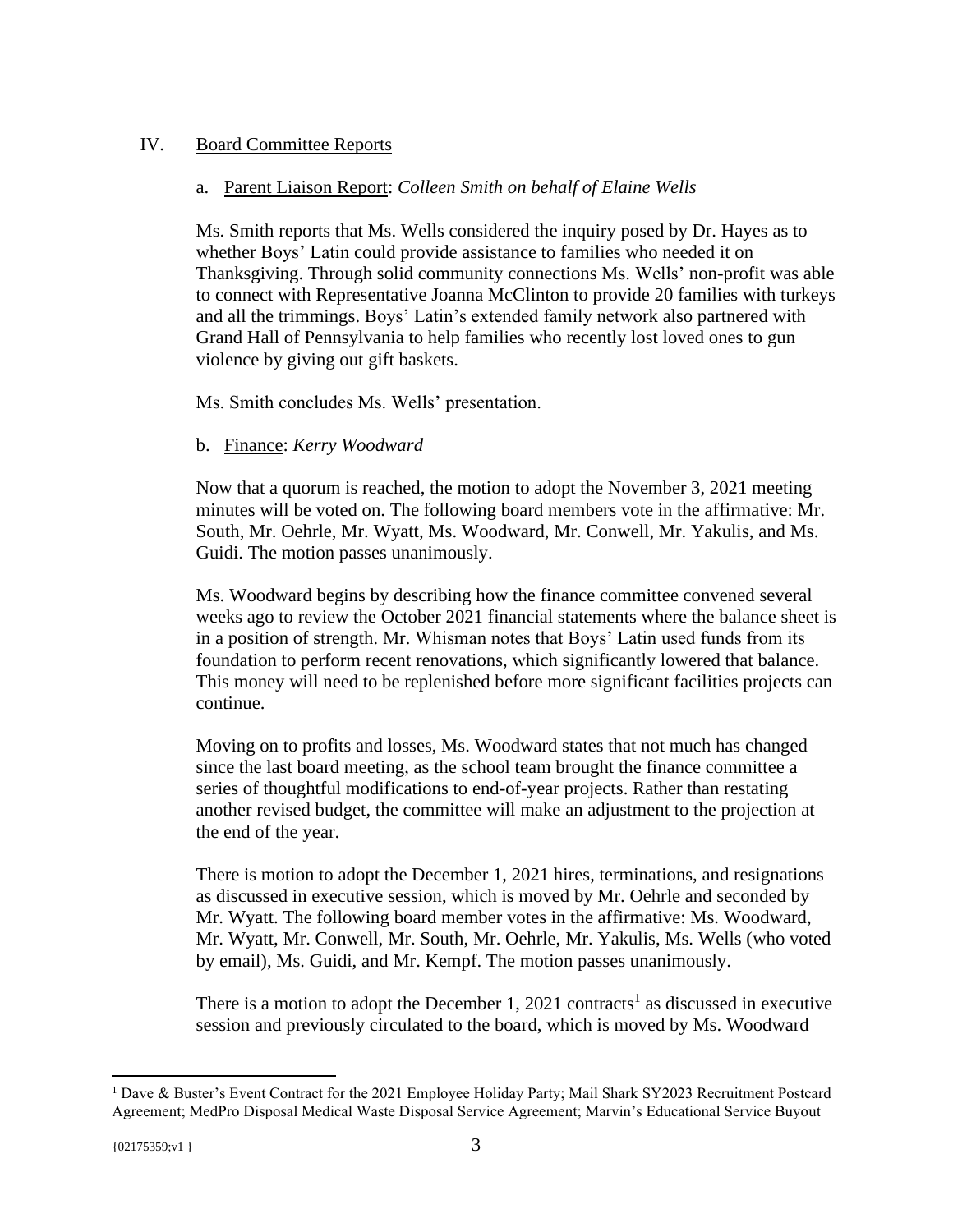## IV. Board Committee Reports

### a. Parent Liaison Report: *Colleen Smith on behalf of Elaine Wells*

Ms. Smith reports that Ms. Wells considered the inquiry posed by Dr. Hayes as to whether Boys' Latin could provide assistance to families who needed it on Thanksgiving. Through solid community connections Ms. Wells' non-profit was able to connect with Representative Joanna McClinton to provide 20 families with turkeys and all the trimmings. Boys' Latin's extended family network also partnered with Grand Hall of Pennsylvania to help families who recently lost loved ones to gun violence by giving out gift baskets.

Ms. Smith concludes Ms. Wells' presentation.

### b. Finance: *Kerry Woodward*

Now that a quorum is reached, the motion to adopt the November 3, 2021 meeting minutes will be voted on. The following board members vote in the affirmative: Mr. South, Mr. Oehrle, Mr. Wyatt, Ms. Woodward, Mr. Conwell, Mr. Yakulis, and Ms. Guidi. The motion passes unanimously.

Ms. Woodward begins by describing how the finance committee convened several weeks ago to review the October 2021 financial statements where the balance sheet is in a position of strength. Mr. Whisman notes that Boys' Latin used funds from its foundation to perform recent renovations, which significantly lowered that balance. This money will need to be replenished before more significant facilities projects can continue.

Moving on to profits and losses, Ms. Woodward states that not much has changed since the last board meeting, as the school team brought the finance committee a series of thoughtful modifications to end-of-year projects. Rather than restating another revised budget, the committee will make an adjustment to the projection at the end of the year.

There is motion to adopt the December 1, 2021 hires, terminations, and resignations as discussed in executive session, which is moved by Mr. Oehrle and seconded by Mr. Wyatt. The following board member votes in the affirmative: Ms. Woodward, Mr. Wyatt, Mr. Conwell, Mr. South, Mr. Oehrle, Mr. Yakulis, Ms. Wells (who voted by email), Ms. Guidi, and Mr. Kempf. The motion passes unanimously.

There is a motion to adopt the December 1, 2021 contracts[1] as discussed in executive session and previously circulated to the board, which is moved by Ms. Woodward

[1] Dave & Buster's Event Contract for the 2021 Employee Holiday Party; Mail Shark SY2023 Recruitment Postcard Agreement; MedPro Disposal Medical Waste Disposal Service Agreement; Marvin's Educational Service Buyout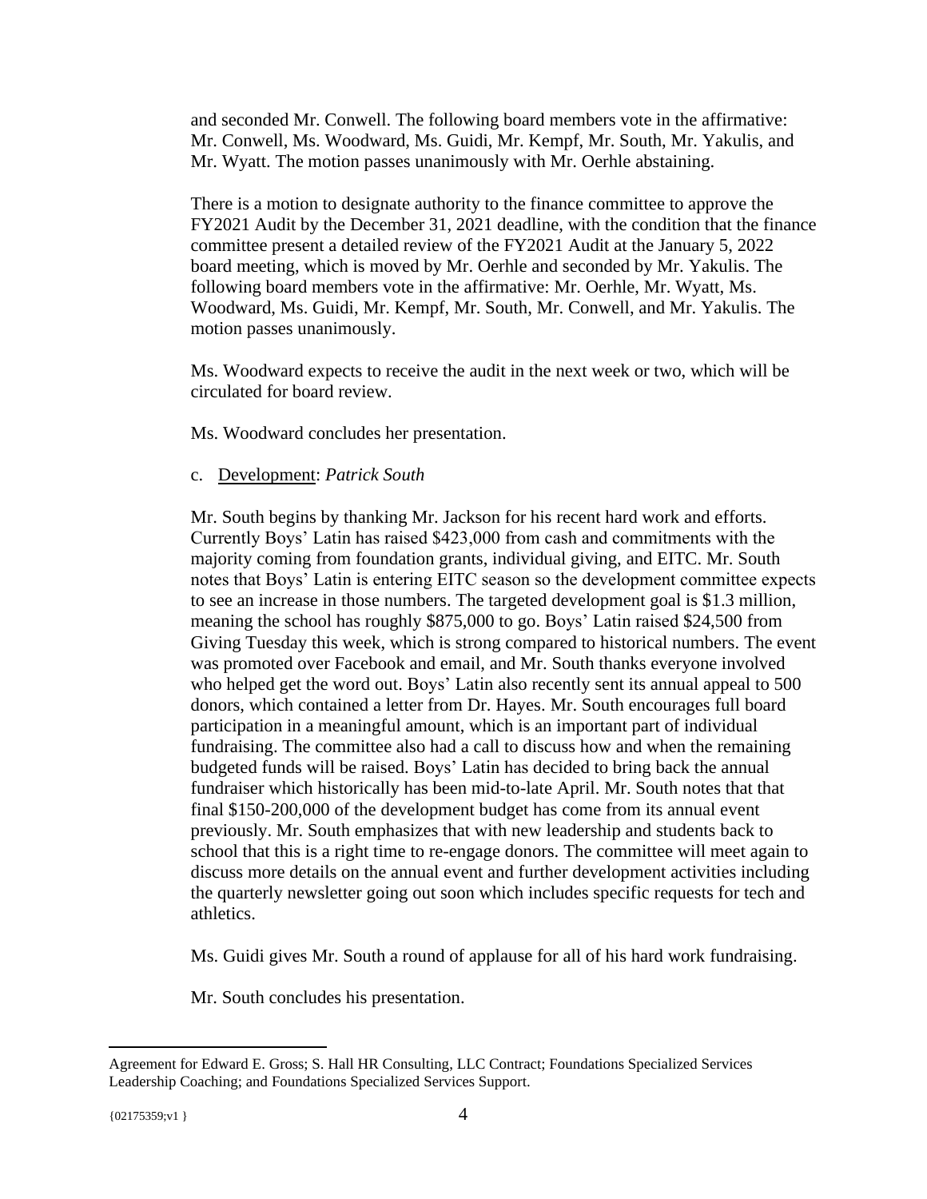and seconded Mr. Conwell. The following board members vote in the affirmative: Mr. Conwell, Ms. Woodward, Ms. Guidi, Mr. Kempf, Mr. South, Mr. Yakulis, and Mr. Wyatt. The motion passes unanimously with Mr. Oerhle abstaining.

There is a motion to designate authority to the finance committee to approve the FY2021 Audit by the December 31, 2021 deadline, with the condition that the finance committee present a detailed review of the FY2021 Audit at the January 5, 2022 board meeting, which is moved by Mr. Oerhle and seconded by Mr. Yakulis. The following board members vote in the affirmative: Mr. Oerhle, Mr. Wyatt, Ms. Woodward, Ms. Guidi, Mr. Kempf, Mr. South, Mr. Conwell, and Mr. Yakulis. The motion passes unanimously.

Ms. Woodward expects to receive the audit in the next week or two, which will be circulated for board review.

Ms. Woodward concludes her presentation.

c. Development: *Patrick South*

Mr. South begins by thanking Mr. Jackson for his recent hard work and efforts. Currently Boys' Latin has raised $423,000 from cash and commitments with the majority coming from foundation grants, individual giving, and EITC. Mr. South notes that Boys' Latin is entering EITC season so the development committee expects to see an increase in those numbers. The targeted development goal is $1.3 million, meaning the school has roughly $875,000 to go. Boys' Latin raised $24,500 from Giving Tuesday this week, which is strong compared to historical numbers. The event was promoted over Facebook and email, and Mr. South thanks everyone involved who helped get the word out. Boys' Latin also recently sent its annual appeal to 500 donors, which contained a letter from Dr. Hayes. Mr. South encourages full board participation in a meaningful amount, which is an important part of individual fundraising. The committee also had a call to discuss how and when the remaining budgeted funds will be raised. Boys' Latin has decided to bring back the annual fundraiser which historically has been mid-to-late April. Mr. South notes that that final $150-200,000 of the development budget has come from its annual event previously. Mr. South emphasizes that with new leadership and students back to school that this is a right time to re-engage donors. The committee will meet again to discuss more details on the annual event and further development activities including the quarterly newsletter going out soon which includes specific requests for tech and athletics.

Ms. Guidi gives Mr. South a round of applause for all of his hard work fundraising.

Mr. South concludes his presentation.

---

Agreement for Edward E. Gross; S. Hall HR Consulting, LLC Contract; Foundations Specialized Services Leadership Coaching; and Foundations Specialized Services Support.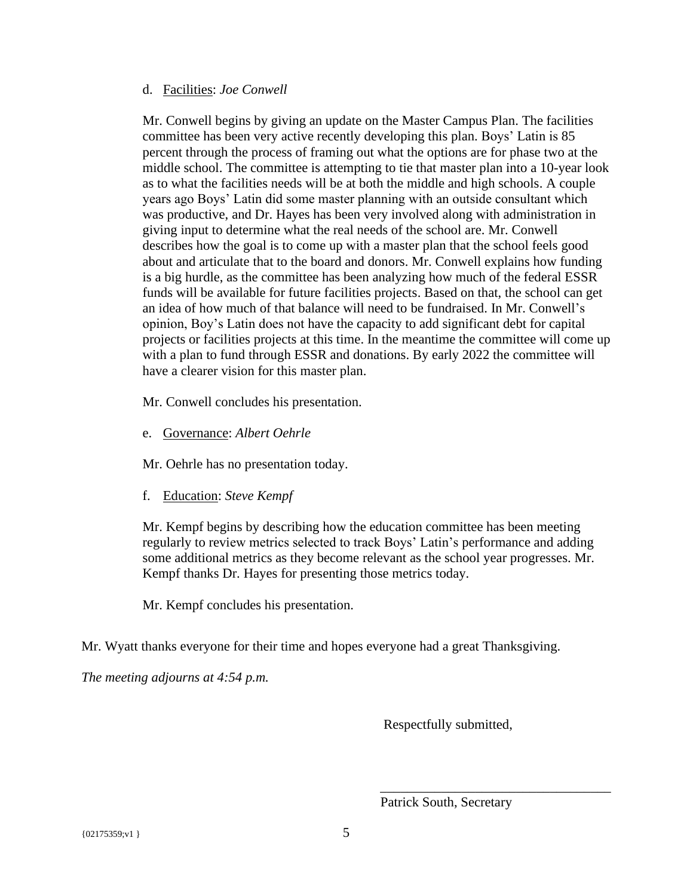d. Facilities: *Joe Conwell*

Mr. Conwell begins by giving an update on the Master Campus Plan. The facilities committee has been very active recently developing this plan. Boys' Latin is 85 percent through the process of framing out what the options are for phase two at the middle school. The committee is attempting to tie that master plan into a 10-year look as to what the facilities needs will be at both the middle and high schools. A couple years ago Boys' Latin did some master planning with an outside consultant which was productive, and Dr. Hayes has been very involved along with administration in giving input to determine what the real needs of the school are. Mr. Conwell describes how the goal is to come up with a master plan that the school feels good about and articulate that to the board and donors. Mr. Conwell explains how funding is a big hurdle, as the committee has been analyzing how much of the federal ESSR funds will be available for future facilities projects. Based on that, the school can get an idea of how much of that balance will need to be fundraised. In Mr. Conwell's opinion, Boy's Latin does not have the capacity to add significant debt for capital projects or facilities projects at this time. In the meantime the committee will come up with a plan to fund through ESSR and donations. By early 2022 the committee will have a clearer vision for this master plan.

Mr. Conwell concludes his presentation.

e. Governance: *Albert Oehrle*

Mr. Oehrle has no presentation today.

f. Education: *Steve Kempf*

Mr. Kempf begins by describing how the education committee has been meeting regularly to review metrics selected to track Boys' Latin's performance and adding some additional metrics as they become relevant as the school year progresses. Mr. Kempf thanks Dr. Hayes for presenting those metrics today.

Mr. Kempf concludes his presentation.

Mr. Wyatt thanks everyone for their time and hopes everyone had a great Thanksgiving.

*The meeting adjourns at 4:54 p.m.*

Respectfully submitted,

\_\_\_\_\_\_\_\_\_\_\_\_\_\_\_\_\_\_\_\_\_\_\_\_\_\_\_\_\_\_\_\_\_\_

Patrick South, Secretary

{02175359;v1 }